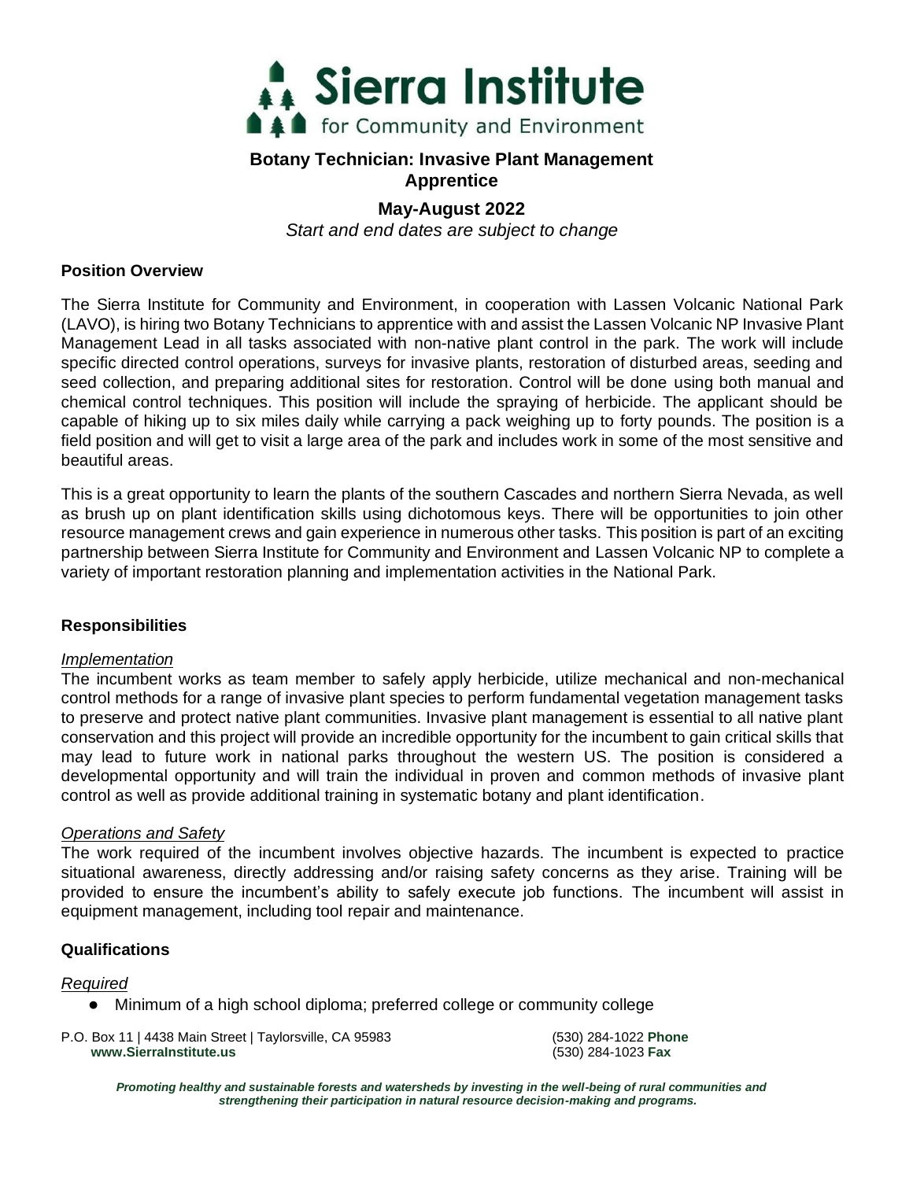# Sierra Institute for Community and Environment

## Botany Technician: Invasive Plant Management Apprentice

### May-August 2022

*Start and end dates are subject to change*

**Position Overview**

The Sierra Institute for Community and Environment, in cooperation with Lassen Volcanic National Park (LAVO), is hiring two Botany Technicians to apprentice with and assist the Lassen Volcanic NP Invasive Plant Management Lead in all tasks associated with non-native plant control in the park. The work will include specific directed control operations, surveys for invasive plants, restoration of disturbed areas, seeding and seed collection, and preparing additional sites for restoration. Control will be done using both manual and chemical control techniques. This position will include the spraying of herbicide. The applicant should be capable of hiking up to six miles daily while carrying a pack weighing up to forty pounds. The position is a field position and will get to visit a large area of the park and includes work in some of the most sensitive and beautiful areas.

This is a great opportunity to learn the plants of the southern Cascades and northern Sierra Nevada, as well as brush up on plant identification skills using dichotomous keys. There will be opportunities to join other resource management crews and gain experience in numerous other tasks. This position is part of an exciting partnership between Sierra Institute for Community and Environment and Lassen Volcanic NP to complete a variety of important restoration planning and implementation activities in the National Park.

**Responsibilities**

*Implementation*

The incumbent works as team member to safely apply herbicide, utilize mechanical and non-mechanical control methods for a range of invasive plant species to perform fundamental vegetation management tasks to preserve and protect native plant communities. Invasive plant management is essential to all native plant conservation and this project will provide an incredible opportunity for the incumbent to gain critical skills that may lead to future work in national parks throughout the western US. The position is considered a developmental opportunity and will train the individual in proven and common methods of invasive plant control as well as provide additional training in systematic botany and plant identification.

*Operations and Safety*

The work required of the incumbent involves objective hazards. The incumbent is expected to practice situational awareness, directly addressing and/or raising safety concerns as they arise. Training will be provided to ensure the incumbent's ability to safely execute job functions. The incumbent will assist in equipment management, including tool repair and maintenance.

**Qualifications**

*Required*

- Minimum of a high school diploma; preferred college or community college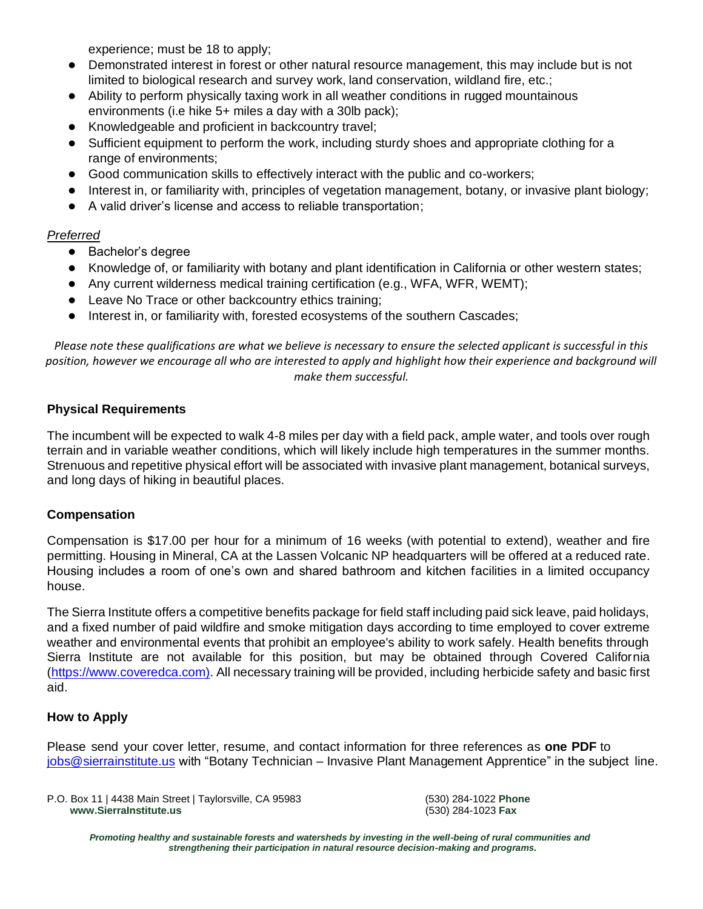experience; must be 18 to apply;

- Demonstrated interest in forest or other natural resource management, this may include but is not limited to biological research and survey work, land conservation, wildland fire, etc.;
- Ability to perform physically taxing work in all weather conditions in rugged mountainous environments (i.e hike 5+ miles a day with a 30lb pack);
- Knowledgeable and proficient in backcountry travel;
- Sufficient equipment to perform the work, including sturdy shoes and appropriate clothing for a range of environments;
- Good communication skills to effectively interact with the public and co-workers;
- Interest in, or familiarity with, principles of vegetation management, botany, or invasive plant biology;
- A valid driver's license and access to reliable transportation;

*Preferred*

- Bachelor's degree
- Knowledge of, or familiarity with botany and plant identification in California or other western states;
- Any current wilderness medical training certification (e.g., WFA, WFR, WEMT);
- Leave No Trace or other backcountry ethics training;
- Interest in, or familiarity with, forested ecosystems of the southern Cascades;

*Please note these qualifications are what we believe is necessary to ensure the selected applicant is successful in this position, however we encourage all who are interested to apply and highlight how their experience and background will make them successful.*

**Physical Requirements**

The incumbent will be expected to walk 4-8 miles per day with a field pack, ample water, and tools over rough terrain and in variable weather conditions, which will likely include high temperatures in the summer months. Strenuous and repetitive physical effort will be associated with invasive plant management, botanical surveys, and long days of hiking in beautiful places.

**Compensation**

Compensation is $17.00 per hour for a minimum of 16 weeks (with potential to extend), weather and fire permitting. Housing in Mineral, CA at the Lassen Volcanic NP headquarters will be offered at a reduced rate. Housing includes a room of one's own and shared bathroom and kitchen facilities in a limited occupancy house.

The Sierra Institute offers a competitive benefits package for field staff including paid sick leave, paid holidays, and a fixed number of paid wildfire and smoke mitigation days according to time employed to cover extreme weather and environmental events that prohibit an employee's ability to work safely. Health benefits through Sierra Institute are not available for this position, but may be obtained through Covered California (https://www.coveredca.com). All necessary training will be provided, including herbicide safety and basic first aid.

**How to Apply**

Please send your cover letter, resume, and contact information for three references as **one PDF** to jobs@sierrainstitute.us with "Botany Technician – Invasive Plant Management Apprentice" in the subject line.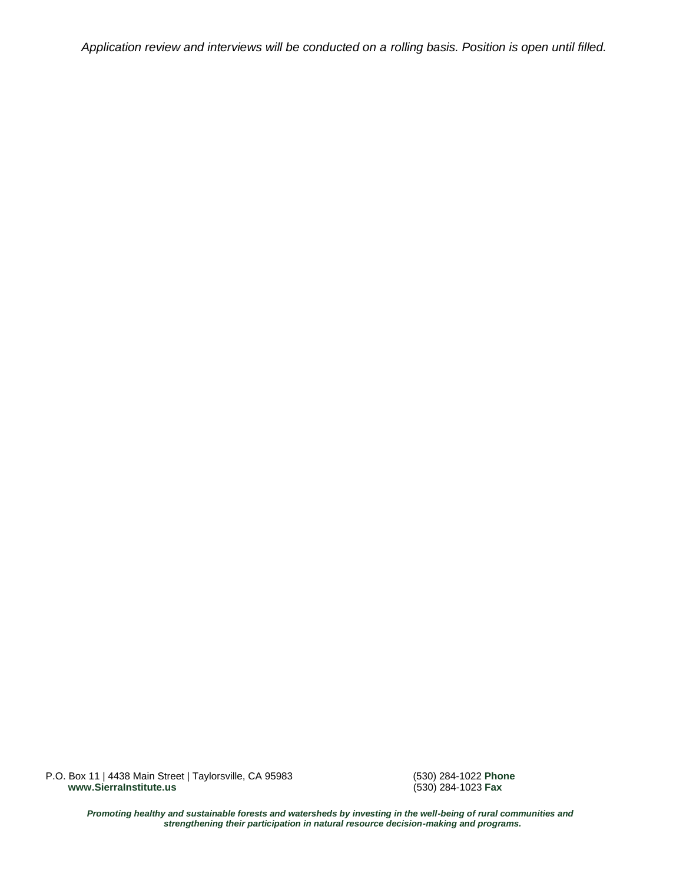*Application review and interviews will be conducted on a rolling basis. Position is open until filled.*